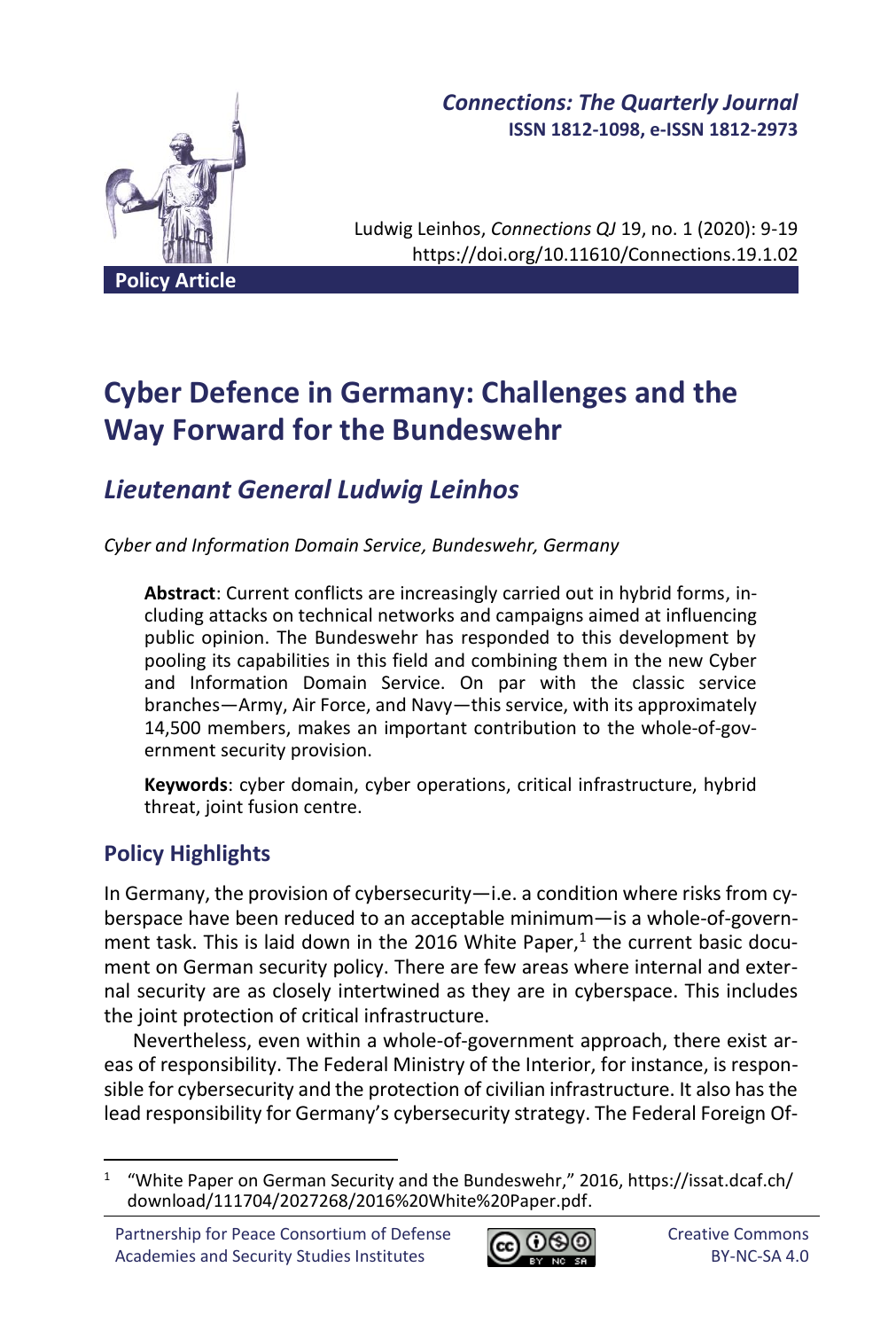*Connections: The Quarterly Journal*
**ISSN 1812-1098, e-ISSN 1812-2973**

Ludwig Leinhos, *Connections QJ* 19, no. 1 (2020): 9-19
https://doi.org/10.11610/Connections.19.1.02

**Policy Article**

# Cyber Defence in Germany: Challenges and the Way Forward for the Bundeswehr

## *Lieutenant General Ludwig Leinhos*

*Cyber and Information Domain Service, Bundeswehr, Germany*

**Abstract**: Current conflicts are increasingly carried out in hybrid forms, including attacks on technical networks and campaigns aimed at influencing public opinion. The Bundeswehr has responded to this development by pooling its capabilities in this field and combining them in the new Cyber and Information Domain Service. On par with the classic service branches—Army, Air Force, and Navy—this service, with its approximately 14,500 members, makes an important contribution to the whole-of-government security provision.

**Keywords**: cyber domain, cyber operations, critical infrastructure, hybrid threat, joint fusion centre.

### Policy Highlights

In Germany, the provision of cybersecurity—i.e. a condition where risks from cyberspace have been reduced to an acceptable minimum—is a whole-of-government task. This is laid down in the 2016 White Paper,[1] the current basic document on German security policy. There are few areas where internal and external security are as closely intertwined as they are in cyberspace. This includes the joint protection of critical infrastructure.

Nevertheless, even within a whole-of-government approach, there exist areas of responsibility. The Federal Ministry of the Interior, for instance, is responsible for cybersecurity and the protection of civilian infrastructure. It also has the lead responsibility for Germany's cybersecurity strategy. The Federal Foreign Of-

[1] "White Paper on German Security and the Bundeswehr," 2016, https://issat.dcaf.ch/download/111704/2027268/2016%20White%20Paper.pdf.

Partnership for Peace Consortium of Defense Academies and Security Studies Institutes

Creative Commons BY-NC-SA 4.0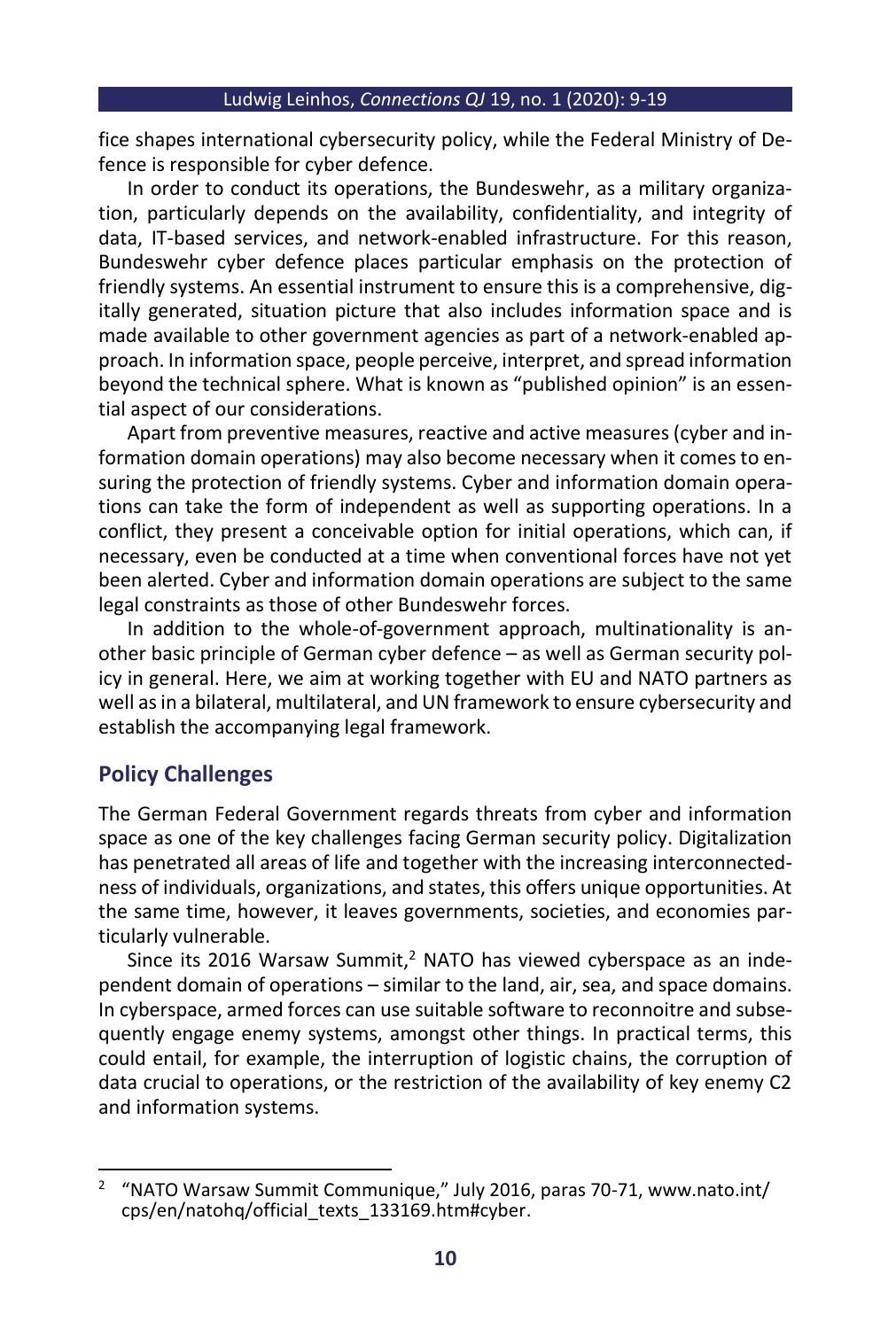fice shapes international cybersecurity policy, while the Federal Ministry of Defence is responsible for cyber defence.

In order to conduct its operations, the Bundeswehr, as a military organization, particularly depends on the availability, confidentiality, and integrity of data, IT-based services, and network-enabled infrastructure. For this reason, Bundeswehr cyber defence places particular emphasis on the protection of friendly systems. An essential instrument to ensure this is a comprehensive, digitally generated, situation picture that also includes information space and is made available to other government agencies as part of a network-enabled approach. In information space, people perceive, interpret, and spread information beyond the technical sphere. What is known as "published opinion" is an essential aspect of our considerations.

Apart from preventive measures, reactive and active measures (cyber and information domain operations) may also become necessary when it comes to ensuring the protection of friendly systems. Cyber and information domain operations can take the form of independent as well as supporting operations. In a conflict, they present a conceivable option for initial operations, which can, if necessary, even be conducted at a time when conventional forces have not yet been alerted. Cyber and information domain operations are subject to the same legal constraints as those of other Bundeswehr forces.

In addition to the whole-of-government approach, multinationality is another basic principle of German cyber defence – as well as German security policy in general. Here, we aim at working together with EU and NATO partners as well as in a bilateral, multilateral, and UN framework to ensure cybersecurity and establish the accompanying legal framework.

## Policy Challenges

The German Federal Government regards threats from cyber and information space as one of the key challenges facing German security policy. Digitalization has penetrated all areas of life and together with the increasing interconnectedness of individuals, organizations, and states, this offers unique opportunities. At the same time, however, it leaves governments, societies, and economies particularly vulnerable.

Since its 2016 Warsaw Summit,[2] NATO has viewed cyberspace as an independent domain of operations – similar to the land, air, sea, and space domains. In cyberspace, armed forces can use suitable software to reconnoitre and subsequently engage enemy systems, amongst other things. In practical terms, this could entail, for example, the interruption of logistic chains, the corruption of data crucial to operations, or the restriction of the availability of key enemy C2 and information systems.

---

[2] "NATO Warsaw Summit Communique," July 2016, paras 70-71, www.nato.int/cps/en/natohq/official_texts_133169.htm#cyber.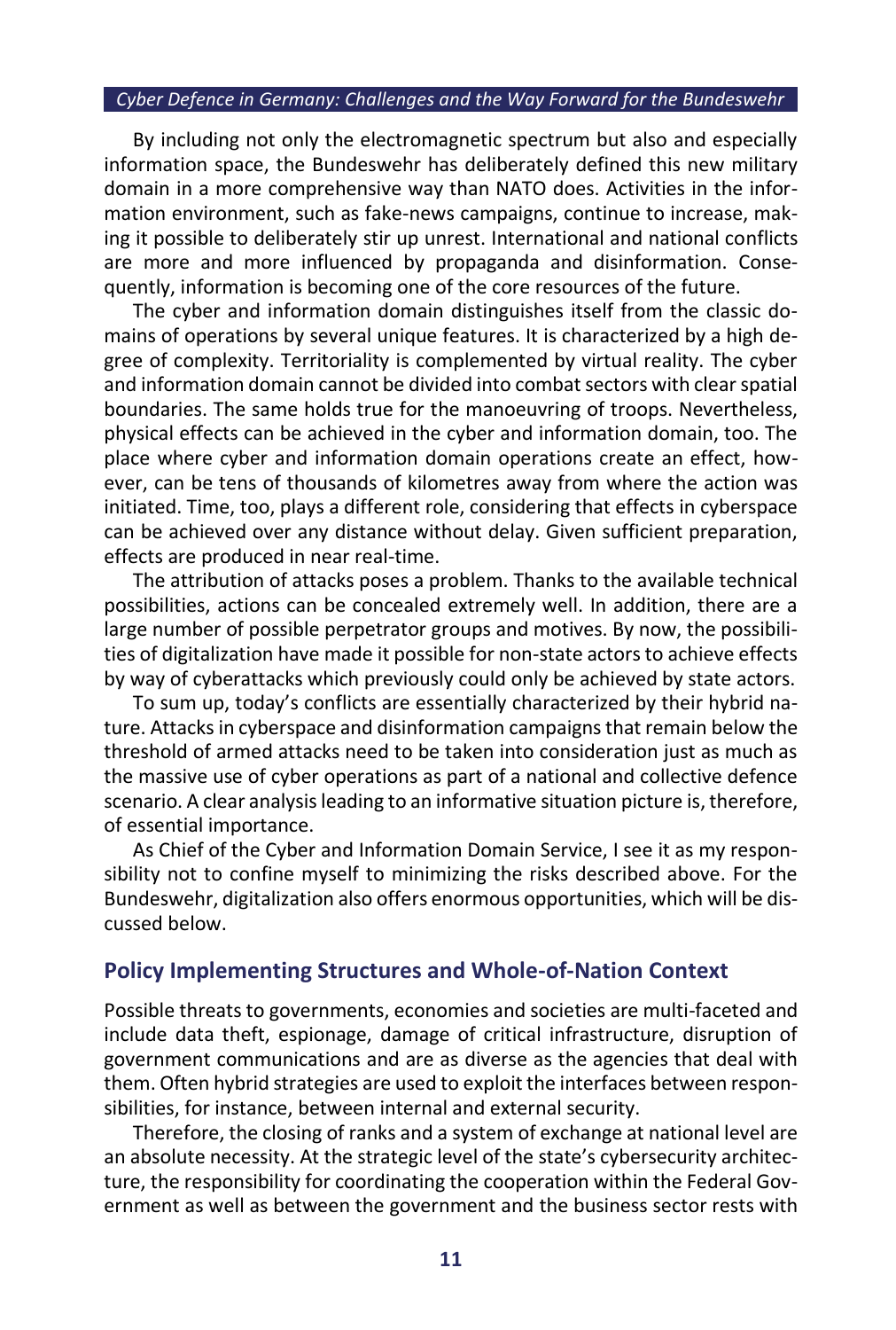By including not only the electromagnetic spectrum but also and especially information space, the Bundeswehr has deliberately defined this new military domain in a more comprehensive way than NATO does. Activities in the information environment, such as fake-news campaigns, continue to increase, making it possible to deliberately stir up unrest. International and national conflicts are more and more influenced by propaganda and disinformation. Consequently, information is becoming one of the core resources of the future.

The cyber and information domain distinguishes itself from the classic domains of operations by several unique features. It is characterized by a high degree of complexity. Territoriality is complemented by virtual reality. The cyber and information domain cannot be divided into combat sectors with clear spatial boundaries. The same holds true for the manoeuvring of troops. Nevertheless, physical effects can be achieved in the cyber and information domain, too. The place where cyber and information domain operations create an effect, however, can be tens of thousands of kilometres away from where the action was initiated. Time, too, plays a different role, considering that effects in cyberspace can be achieved over any distance without delay. Given sufficient preparation, effects are produced in near real-time.

The attribution of attacks poses a problem. Thanks to the available technical possibilities, actions can be concealed extremely well. In addition, there are a large number of possible perpetrator groups and motives. By now, the possibilities of digitalization have made it possible for non-state actors to achieve effects by way of cyberattacks which previously could only be achieved by state actors.

To sum up, today's conflicts are essentially characterized by their hybrid nature. Attacks in cyberspace and disinformation campaigns that remain below the threshold of armed attacks need to be taken into consideration just as much as the massive use of cyber operations as part of a national and collective defence scenario. A clear analysis leading to an informative situation picture is, therefore, of essential importance.

As Chief of the Cyber and Information Domain Service, I see it as my responsibility not to confine myself to minimizing the risks described above. For the Bundeswehr, digitalization also offers enormous opportunities, which will be discussed below.

## Policy Implementing Structures and Whole-of-Nation Context

Possible threats to governments, economies and societies are multi-faceted and include data theft, espionage, damage of critical infrastructure, disruption of government communications and are as diverse as the agencies that deal with them. Often hybrid strategies are used to exploit the interfaces between responsibilities, for instance, between internal and external security.

Therefore, the closing of ranks and a system of exchange at national level are an absolute necessity. At the strategic level of the state's cybersecurity architecture, the responsibility for coordinating the cooperation within the Federal Government as well as between the government and the business sector rests with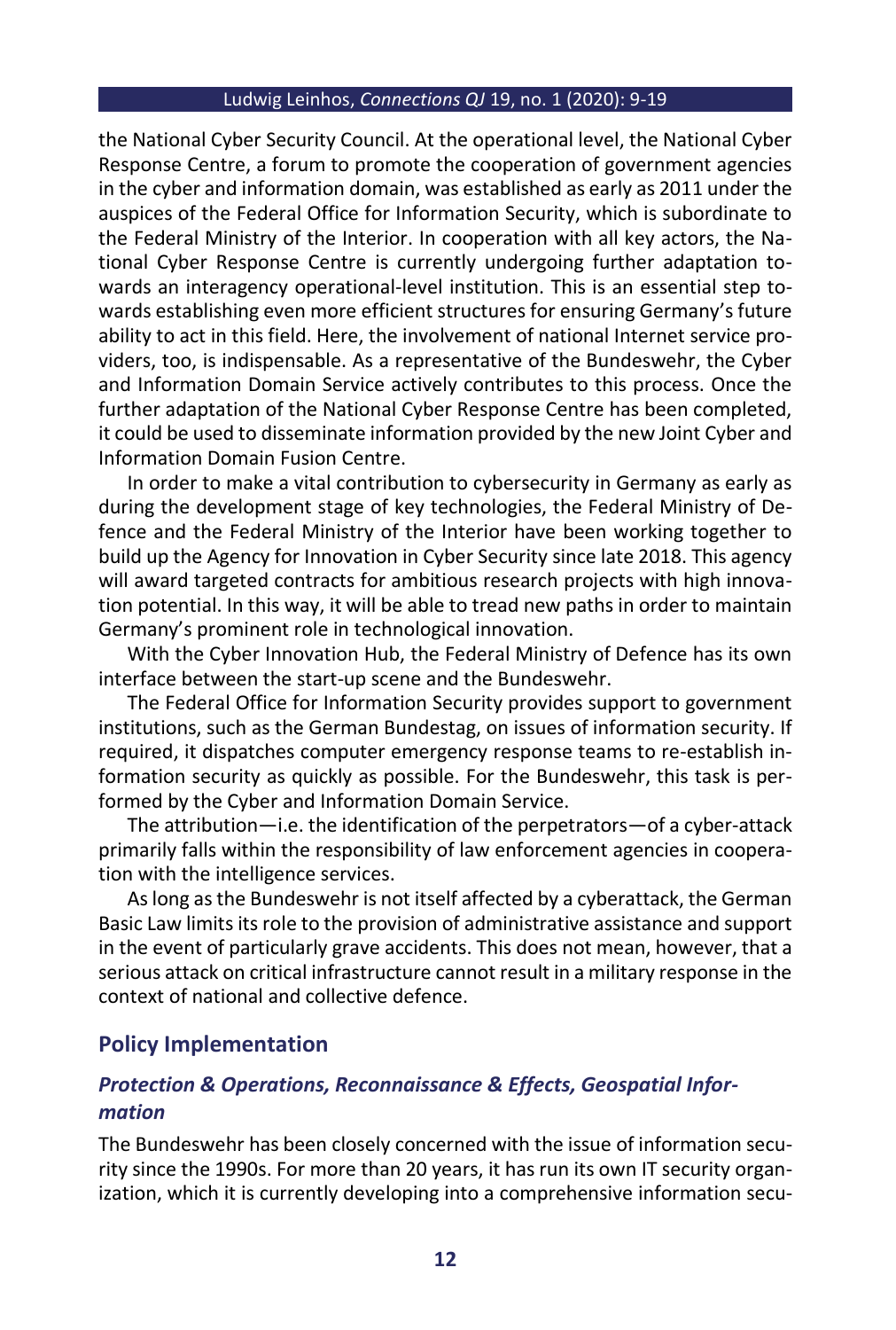the National Cyber Security Council. At the operational level, the National Cyber Response Centre, a forum to promote the cooperation of government agencies in the cyber and information domain, was established as early as 2011 under the auspices of the Federal Office for Information Security, which is subordinate to the Federal Ministry of the Interior. In cooperation with all key actors, the National Cyber Response Centre is currently undergoing further adaptation towards an interagency operational-level institution. This is an essential step towards establishing even more efficient structures for ensuring Germany's future ability to act in this field. Here, the involvement of national Internet service providers, too, is indispensable. As a representative of the Bundeswehr, the Cyber and Information Domain Service actively contributes to this process. Once the further adaptation of the National Cyber Response Centre has been completed, it could be used to disseminate information provided by the new Joint Cyber and Information Domain Fusion Centre.

In order to make a vital contribution to cybersecurity in Germany as early as during the development stage of key technologies, the Federal Ministry of Defence and the Federal Ministry of the Interior have been working together to build up the Agency for Innovation in Cyber Security since late 2018. This agency will award targeted contracts for ambitious research projects with high innovation potential. In this way, it will be able to tread new paths in order to maintain Germany's prominent role in technological innovation.

With the Cyber Innovation Hub, the Federal Ministry of Defence has its own interface between the start-up scene and the Bundeswehr.

The Federal Office for Information Security provides support to government institutions, such as the German Bundestag, on issues of information security. If required, it dispatches computer emergency response teams to re-establish information security as quickly as possible. For the Bundeswehr, this task is performed by the Cyber and Information Domain Service.

The attribution—i.e. the identification of the perpetrators—of a cyber-attack primarily falls within the responsibility of law enforcement agencies in cooperation with the intelligence services.

As long as the Bundeswehr is not itself affected by a cyberattack, the German Basic Law limits its role to the provision of administrative assistance and support in the event of particularly grave accidents. This does not mean, however, that a serious attack on critical infrastructure cannot result in a military response in the context of national and collective defence.

## Policy Implementation

### *Protection & Operations, Reconnaissance & Effects, Geospatial Information*

The Bundeswehr has been closely concerned with the issue of information security since the 1990s. For more than 20 years, it has run its own IT security organization, which it is currently developing into a comprehensive information secu-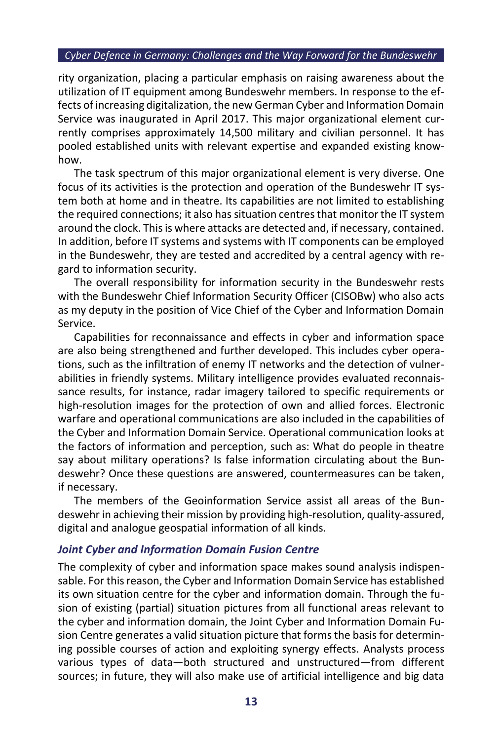rity organization, placing a particular emphasis on raising awareness about the utilization of IT equipment among Bundeswehr members. In response to the effects of increasing digitalization, the new German Cyber and Information Domain Service was inaugurated in April 2017. This major organizational element currently comprises approximately 14,500 military and civilian personnel. It has pooled established units with relevant expertise and expanded existing know-how.

The task spectrum of this major organizational element is very diverse. One focus of its activities is the protection and operation of the Bundeswehr IT system both at home and in theatre. Its capabilities are not limited to establishing the required connections; it also has situation centres that monitor the IT system around the clock. This is where attacks are detected and, if necessary, contained. In addition, before IT systems and systems with IT components can be employed in the Bundeswehr, they are tested and accredited by a central agency with regard to information security.

The overall responsibility for information security in the Bundeswehr rests with the Bundeswehr Chief Information Security Officer (CISOBw) who also acts as my deputy in the position of Vice Chief of the Cyber and Information Domain Service.

Capabilities for reconnaissance and effects in cyber and information space are also being strengthened and further developed. This includes cyber operations, such as the infiltration of enemy IT networks and the detection of vulnerabilities in friendly systems. Military intelligence provides evaluated reconnaissance results, for instance, radar imagery tailored to specific requirements or high-resolution images for the protection of own and allied forces. Electronic warfare and operational communications are also included in the capabilities of the Cyber and Information Domain Service. Operational communication looks at the factors of information and perception, such as: What do people in theatre say about military operations? Is false information circulating about the Bundeswehr? Once these questions are answered, countermeasures can be taken, if necessary.

The members of the Geoinformation Service assist all areas of the Bundeswehr in achieving their mission by providing high-resolution, quality-assured, digital and analogue geospatial information of all kinds.

### *Joint Cyber and Information Domain Fusion Centre*

The complexity of cyber and information space makes sound analysis indispensable. For this reason, the Cyber and Information Domain Service has established its own situation centre for the cyber and information domain. Through the fusion of existing (partial) situation pictures from all functional areas relevant to the cyber and information domain, the Joint Cyber and Information Domain Fusion Centre generates a valid situation picture that forms the basis for determining possible courses of action and exploiting synergy effects. Analysts process various types of data—both structured and unstructured—from different sources; in future, they will also make use of artificial intelligence and big data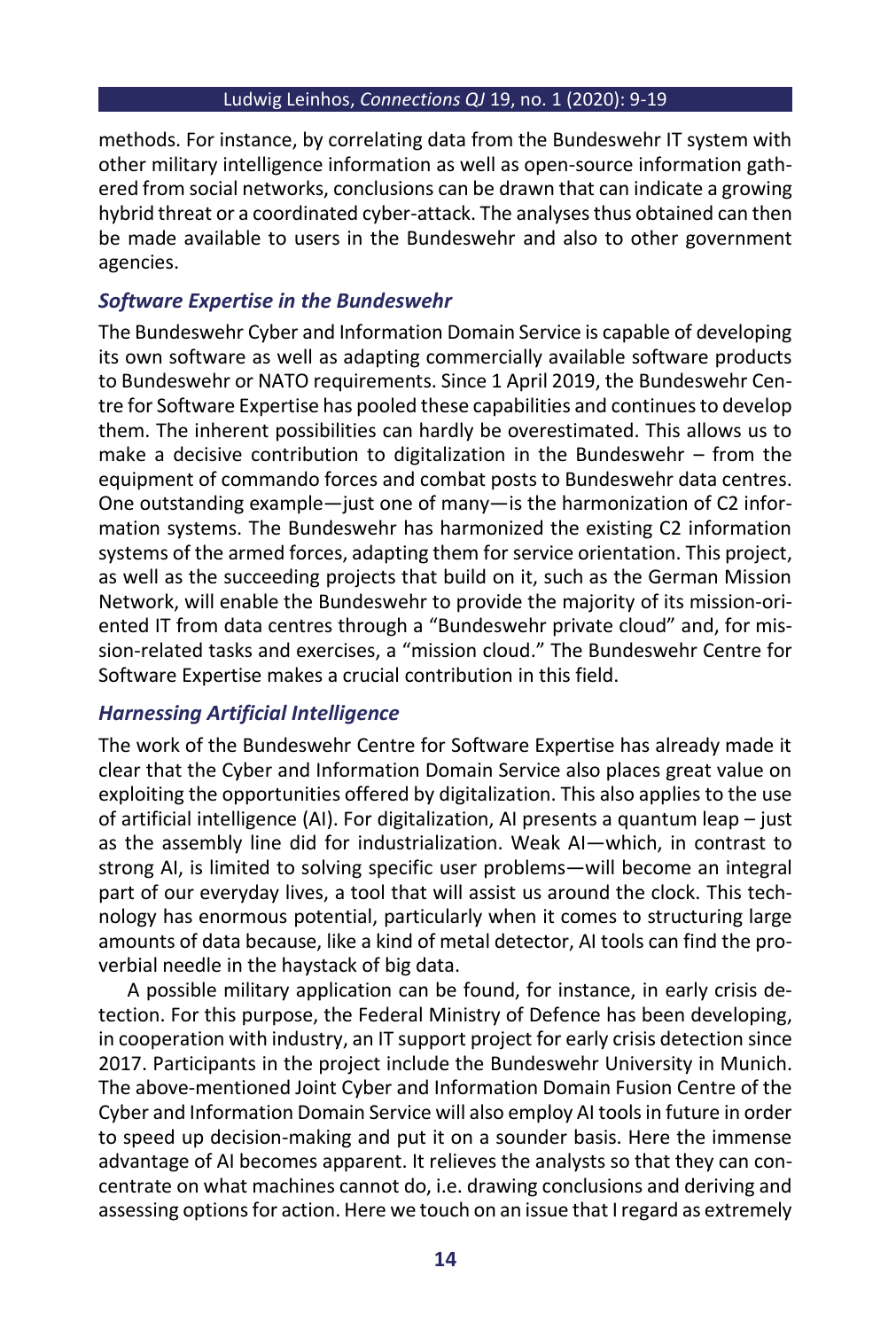methods. For instance, by correlating data from the Bundeswehr IT system with other military intelligence information as well as open-source information gathered from social networks, conclusions can be drawn that can indicate a growing hybrid threat or a coordinated cyber-attack. The analyses thus obtained can then be made available to users in the Bundeswehr and also to other government agencies.

### *Software Expertise in the Bundeswehr*

The Bundeswehr Cyber and Information Domain Service is capable of developing its own software as well as adapting commercially available software products to Bundeswehr or NATO requirements. Since 1 April 2019, the Bundeswehr Centre for Software Expertise has pooled these capabilities and continues to develop them. The inherent possibilities can hardly be overestimated. This allows us to make a decisive contribution to digitalization in the Bundeswehr – from the equipment of commando forces and combat posts to Bundeswehr data centres. One outstanding example—just one of many—is the harmonization of C2 information systems. The Bundeswehr has harmonized the existing C2 information systems of the armed forces, adapting them for service orientation. This project, as well as the succeeding projects that build on it, such as the German Mission Network, will enable the Bundeswehr to provide the majority of its mission-oriented IT from data centres through a "Bundeswehr private cloud" and, for mission-related tasks and exercises, a "mission cloud." The Bundeswehr Centre for Software Expertise makes a crucial contribution in this field.

### *Harnessing Artificial Intelligence*

The work of the Bundeswehr Centre for Software Expertise has already made it clear that the Cyber and Information Domain Service also places great value on exploiting the opportunities offered by digitalization. This also applies to the use of artificial intelligence (AI). For digitalization, AI presents a quantum leap – just as the assembly line did for industrialization. Weak AI—which, in contrast to strong AI, is limited to solving specific user problems—will become an integral part of our everyday lives, a tool that will assist us around the clock. This technology has enormous potential, particularly when it comes to structuring large amounts of data because, like a kind of metal detector, AI tools can find the proverbial needle in the haystack of big data.

A possible military application can be found, for instance, in early crisis detection. For this purpose, the Federal Ministry of Defence has been developing, in cooperation with industry, an IT support project for early crisis detection since 2017. Participants in the project include the Bundeswehr University in Munich. The above-mentioned Joint Cyber and Information Domain Fusion Centre of the Cyber and Information Domain Service will also employ AI tools in future in order to speed up decision-making and put it on a sounder basis. Here the immense advantage of AI becomes apparent. It relieves the analysts so that they can concentrate on what machines cannot do, i.e. drawing conclusions and deriving and assessing options for action. Here we touch on an issue that I regard as extremely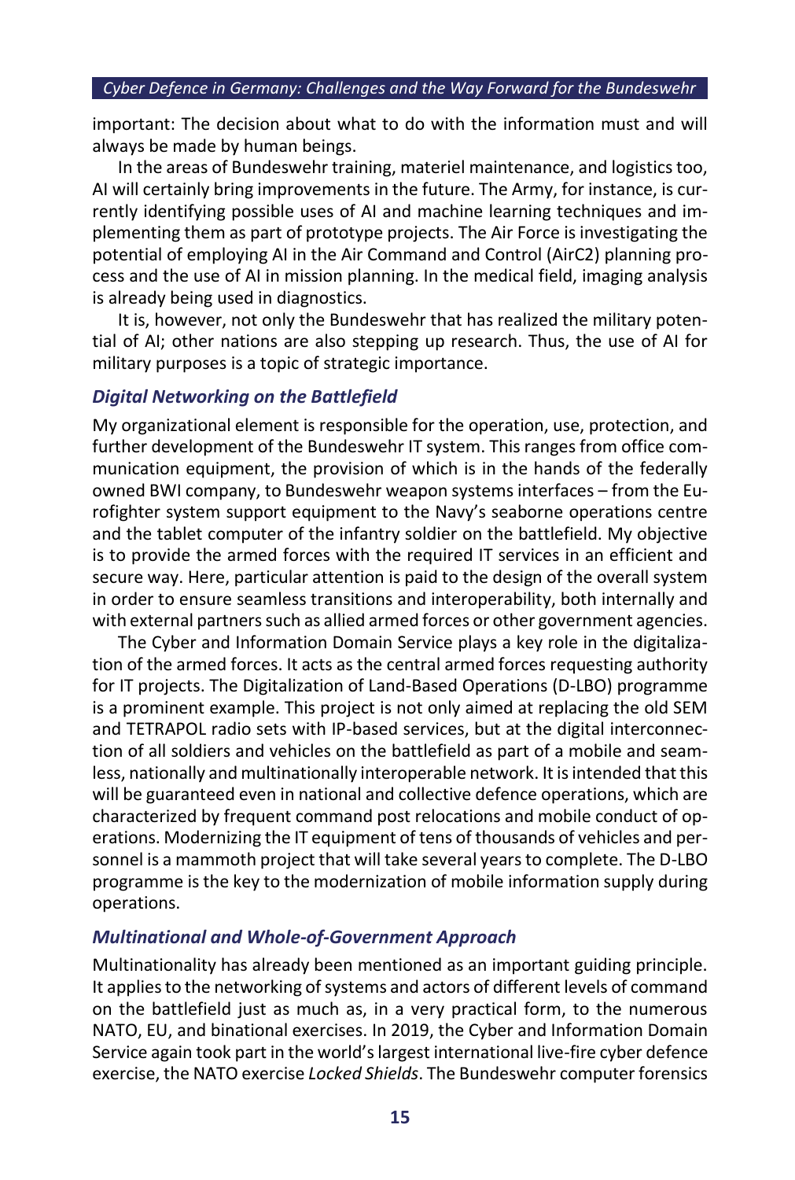important: The decision about what to do with the information must and will always be made by human beings.

In the areas of Bundeswehr training, materiel maintenance, and logistics too, AI will certainly bring improvements in the future. The Army, for instance, is currently identifying possible uses of AI and machine learning techniques and implementing them as part of prototype projects. The Air Force is investigating the potential of employing AI in the Air Command and Control (AirC2) planning process and the use of AI in mission planning. In the medical field, imaging analysis is already being used in diagnostics.

It is, however, not only the Bundeswehr that has realized the military potential of AI; other nations are also stepping up research. Thus, the use of AI for military purposes is a topic of strategic importance.

### *Digital Networking on the Battlefield*

My organizational element is responsible for the operation, use, protection, and further development of the Bundeswehr IT system. This ranges from office communication equipment, the provision of which is in the hands of the federally owned BWI company, to Bundeswehr weapon systems interfaces – from the Eurofighter system support equipment to the Navy's seaborne operations centre and the tablet computer of the infantry soldier on the battlefield. My objective is to provide the armed forces with the required IT services in an efficient and secure way. Here, particular attention is paid to the design of the overall system in order to ensure seamless transitions and interoperability, both internally and with external partners such as allied armed forces or other government agencies.

The Cyber and Information Domain Service plays a key role in the digitalization of the armed forces. It acts as the central armed forces requesting authority for IT projects. The Digitalization of Land-Based Operations (D-LBO) programme is a prominent example. This project is not only aimed at replacing the old SEM and TETRAPOL radio sets with IP-based services, but at the digital interconnection of all soldiers and vehicles on the battlefield as part of a mobile and seamless, nationally and multinationally interoperable network. It is intended that this will be guaranteed even in national and collective defence operations, which are characterized by frequent command post relocations and mobile conduct of operations. Modernizing the IT equipment of tens of thousands of vehicles and personnel is a mammoth project that will take several years to complete. The D-LBO programme is the key to the modernization of mobile information supply during operations.

### *Multinational and Whole-of-Government Approach*

Multinationality has already been mentioned as an important guiding principle. It applies to the networking of systems and actors of different levels of command on the battlefield just as much as, in a very practical form, to the numerous NATO, EU, and binational exercises. In 2019, the Cyber and Information Domain Service again took part in the world's largest international live-fire cyber defence exercise, the NATO exercise *Locked Shields*. The Bundeswehr computer forensics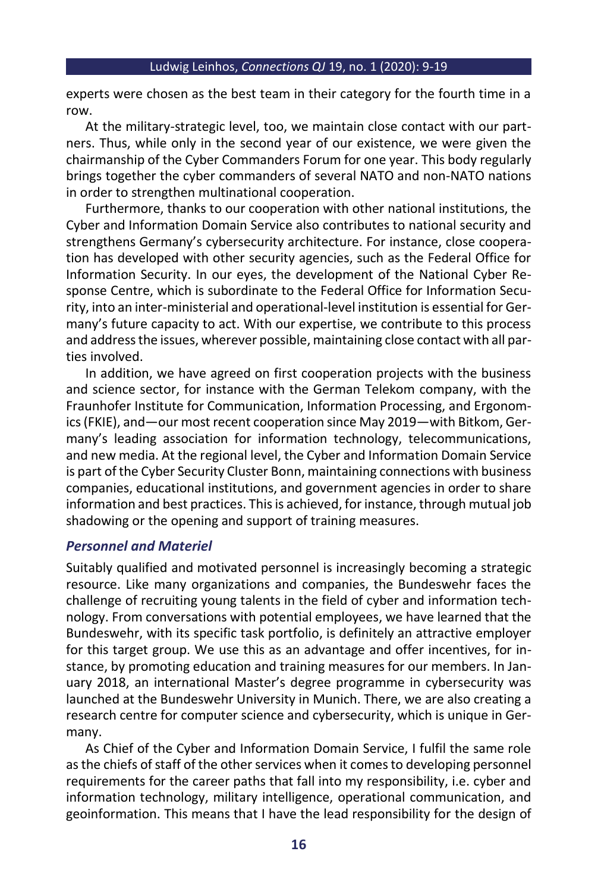experts were chosen as the best team in their category for the fourth time in a row.

At the military-strategic level, too, we maintain close contact with our partners. Thus, while only in the second year of our existence, we were given the chairmanship of the Cyber Commanders Forum for one year. This body regularly brings together the cyber commanders of several NATO and non-NATO nations in order to strengthen multinational cooperation.

Furthermore, thanks to our cooperation with other national institutions, the Cyber and Information Domain Service also contributes to national security and strengthens Germany's cybersecurity architecture. For instance, close cooperation has developed with other security agencies, such as the Federal Office for Information Security. In our eyes, the development of the National Cyber Response Centre, which is subordinate to the Federal Office for Information Security, into an inter-ministerial and operational-level institution is essential for Germany's future capacity to act. With our expertise, we contribute to this process and address the issues, wherever possible, maintaining close contact with all parties involved.

In addition, we have agreed on first cooperation projects with the business and science sector, for instance with the German Telekom company, with the Fraunhofer Institute for Communication, Information Processing, and Ergonomics (FKIE), and—our most recent cooperation since May 2019—with Bitkom, Germany's leading association for information technology, telecommunications, and new media. At the regional level, the Cyber and Information Domain Service is part of the Cyber Security Cluster Bonn, maintaining connections with business companies, educational institutions, and government agencies in order to share information and best practices. This is achieved, for instance, through mutual job shadowing or the opening and support of training measures.

### *Personnel and Materiel*

Suitably qualified and motivated personnel is increasingly becoming a strategic resource. Like many organizations and companies, the Bundeswehr faces the challenge of recruiting young talents in the field of cyber and information technology. From conversations with potential employees, we have learned that the Bundeswehr, with its specific task portfolio, is definitely an attractive employer for this target group. We use this as an advantage and offer incentives, for instance, by promoting education and training measures for our members. In January 2018, an international Master's degree programme in cybersecurity was launched at the Bundeswehr University in Munich. There, we are also creating a research centre for computer science and cybersecurity, which is unique in Germany.

As Chief of the Cyber and Information Domain Service, I fulfil the same role as the chiefs of staff of the other services when it comes to developing personnel requirements for the career paths that fall into my responsibility, i.e. cyber and information technology, military intelligence, operational communication, and geoinformation. This means that I have the lead responsibility for the design of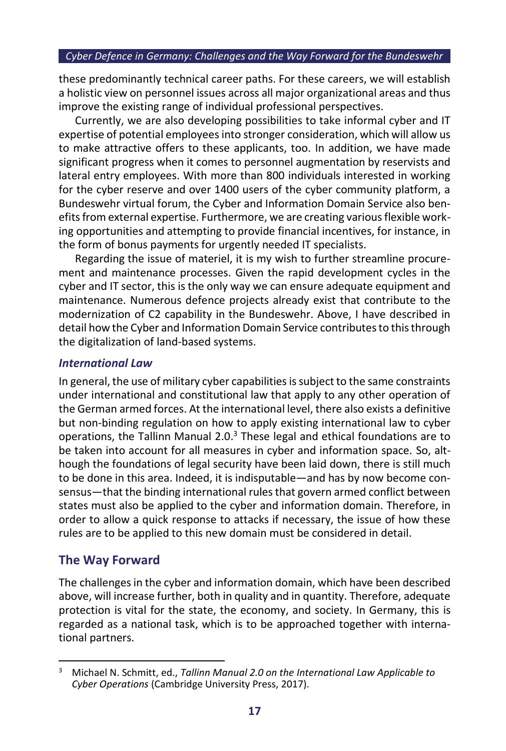these predominantly technical career paths. For these careers, we will establish a holistic view on personnel issues across all major organizational areas and thus improve the existing range of individual professional perspectives.

Currently, we are also developing possibilities to take informal cyber and IT expertise of potential employees into stronger consideration, which will allow us to make attractive offers to these applicants, too. In addition, we have made significant progress when it comes to personnel augmentation by reservists and lateral entry employees. With more than 800 individuals interested in working for the cyber reserve and over 1400 users of the cyber community platform, a Bundeswehr virtual forum, the Cyber and Information Domain Service also benefits from external expertise. Furthermore, we are creating various flexible working opportunities and attempting to provide financial incentives, for instance, in the form of bonus payments for urgently needed IT specialists.

Regarding the issue of materiel, it is my wish to further streamline procurement and maintenance processes. Given the rapid development cycles in the cyber and IT sector, this is the only way we can ensure adequate equipment and maintenance. Numerous defence projects already exist that contribute to the modernization of C2 capability in the Bundeswehr. Above, I have described in detail how the Cyber and Information Domain Service contributes to this through the digitalization of land-based systems.

### *International Law*

In general, the use of military cyber capabilities is subject to the same constraints under international and constitutional law that apply to any other operation of the German armed forces. At the international level, there also exists a definitive but non-binding regulation on how to apply existing international law to cyber operations, the Tallinn Manual 2.0.[3] These legal and ethical foundations are to be taken into account for all measures in cyber and information space. So, although the foundations of legal security have been laid down, there is still much to be done in this area. Indeed, it is indisputable—and has by now become consensus—that the binding international rules that govern armed conflict between states must also be applied to the cyber and information domain. Therefore, in order to allow a quick response to attacks if necessary, the issue of how these rules are to be applied to this new domain must be considered in detail.

## The Way Forward

The challenges in the cyber and information domain, which have been described above, will increase further, both in quality and in quantity. Therefore, adequate protection is vital for the state, the economy, and society. In Germany, this is regarded as a national task, which is to be approached together with international partners.

---

[3] Michael N. Schmitt, ed., *Tallinn Manual 2.0 on the International Law Applicable to Cyber Operations* (Cambridge University Press, 2017).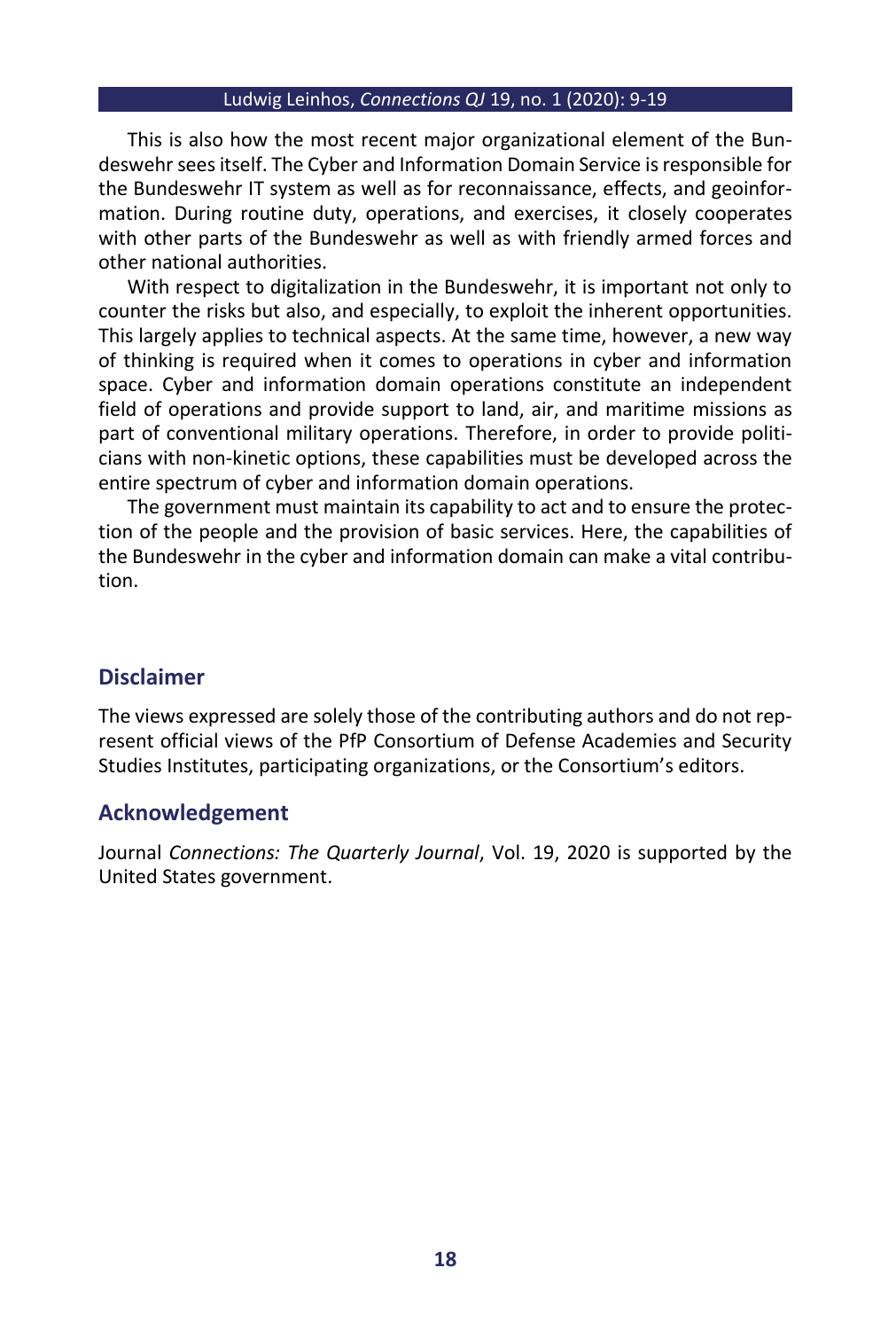This is also how the most recent major organizational element of the Bundeswehr sees itself. The Cyber and Information Domain Service is responsible for the Bundeswehr IT system as well as for reconnaissance, effects, and geoinformation. During routine duty, operations, and exercises, it closely cooperates with other parts of the Bundeswehr as well as with friendly armed forces and other national authorities.

With respect to digitalization in the Bundeswehr, it is important not only to counter the risks but also, and especially, to exploit the inherent opportunities. This largely applies to technical aspects. At the same time, however, a new way of thinking is required when it comes to operations in cyber and information space. Cyber and information domain operations constitute an independent field of operations and provide support to land, air, and maritime missions as part of conventional military operations. Therefore, in order to provide politicians with non-kinetic options, these capabilities must be developed across the entire spectrum of cyber and information domain operations.

The government must maintain its capability to act and to ensure the protection of the people and the provision of basic services. Here, the capabilities of the Bundeswehr in the cyber and information domain can make a vital contribution.

## Disclaimer

The views expressed are solely those of the contributing authors and do not represent official views of the PfP Consortium of Defense Academies and Security Studies Institutes, participating organizations, or the Consortium's editors.

## Acknowledgement

Journal *Connections: The Quarterly Journal*, Vol. 19, 2020 is supported by the United States government.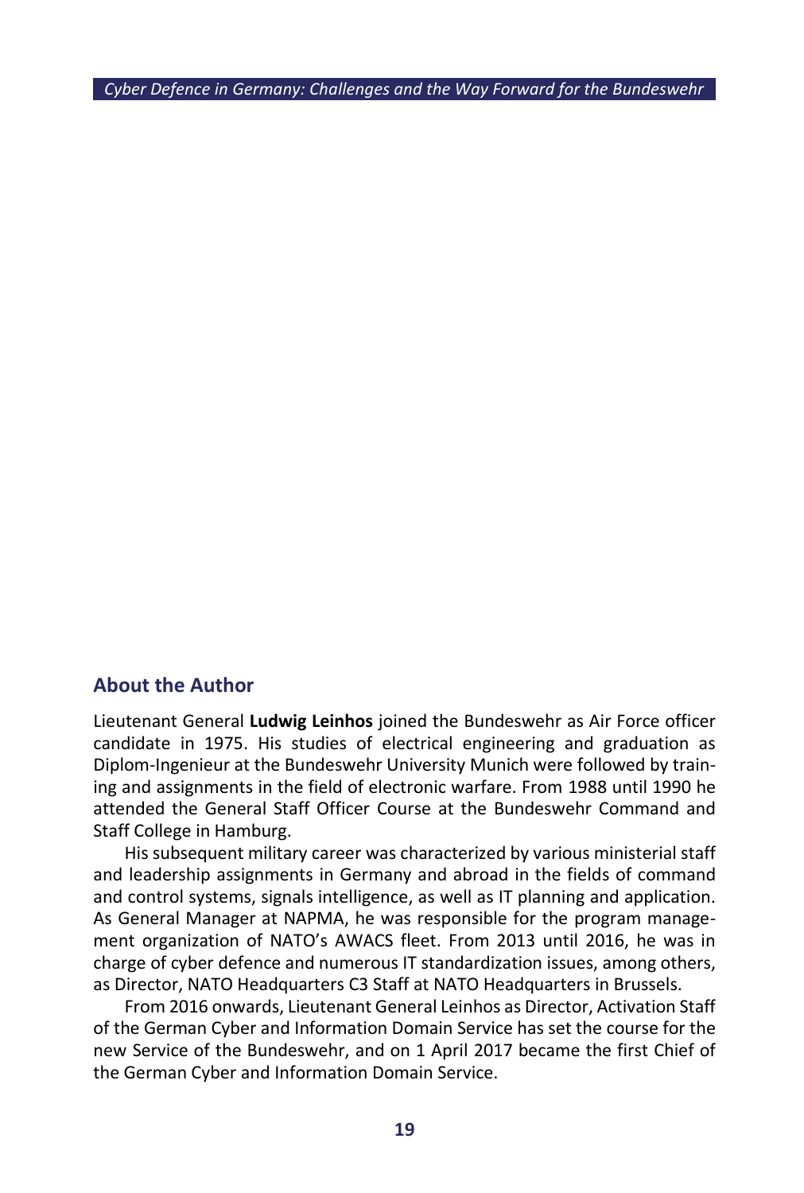## About the Author

Lieutenant General **Ludwig Leinhos** joined the Bundeswehr as Air Force officer candidate in 1975. His studies of electrical engineering and graduation as Diplom-Ingenieur at the Bundeswehr University Munich were followed by training and assignments in the field of electronic warfare. From 1988 until 1990 he attended the General Staff Officer Course at the Bundeswehr Command and Staff College in Hamburg.

His subsequent military career was characterized by various ministerial staff and leadership assignments in Germany and abroad in the fields of command and control systems, signals intelligence, as well as IT planning and application. As General Manager at NAPMA, he was responsible for the program management organization of NATO's AWACS fleet. From 2013 until 2016, he was in charge of cyber defence and numerous IT standardization issues, among others, as Director, NATO Headquarters C3 Staff at NATO Headquarters in Brussels.

From 2016 onwards, Lieutenant General Leinhos as Director, Activation Staff of the German Cyber and Information Domain Service has set the course for the new Service of the Bundeswehr, and on 1 April 2017 became the first Chief of the German Cyber and Information Domain Service.